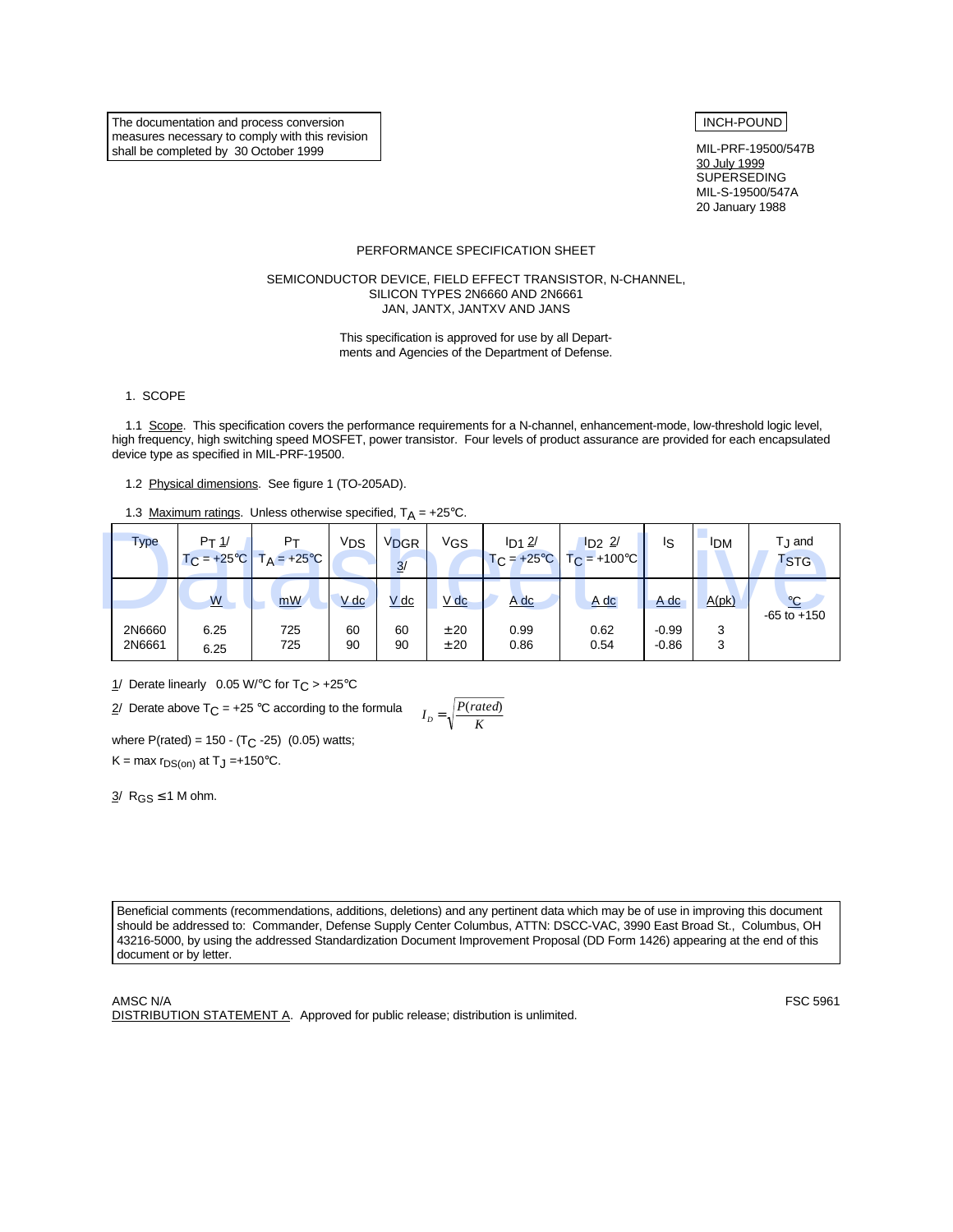The documentation and process conversion measures necessary to comply with this revision shall be completed by 30 October 1999

INCH-POUND

MIL-PRF-19500/547B
30 July 1999
SUPERSEDING
MIL-S-19500/547A
20 January 1988

PERFORMANCE SPECIFICATION SHEET

SEMICONDUCTOR DEVICE, FIELD EFFECT TRANSISTOR, N-CHANNEL,
SILICON TYPES 2N6660 AND 2N6661
JAN, JANTX, JANTXV AND JANS

This specification is approved for use by all Departments and Agencies of the Department of Defense.

1. SCOPE

1.1 Scope. This specification covers the performance requirements for a N-channel, enhancement-mode, low-threshold logic level, high frequency, high switching speed MOSFET, power transistor. Four levels of product assurance are provided for each encapsulated device type as specified in MIL-PRF-19500.

1.2 Physical dimensions. See figure 1 (TO-205AD).

1.3 Maximum ratings. Unless otherwise specified, $T_A = +25°C$.

| Type | $P_T$ 1/ $T_C = +25°C$ | $P_T$ $T_A = +25°C$ | $V_{DS}$ | $V_{DGR}$ 3/ | $V_{GS}$ | $I_{D1}$ 2/ $T_C = +25°C$ | $I_{D2}$ 2/ $T_C = +100°C$ | $I_S$ | $I_{DM}$ | $T_J$ and $T_{STG}$ |
|---|---|---|---|---|---|---|---|---|---|---|
| | W | mW | V dc | V dc | V dc | A dc | A dc | A dc | A(pk) | °C |
| 2N6660 | 6.25 | 725 | 60 | 60 | ±20 | 0.99 | 0.62 | -0.99 | 3 | -65 to +150 |
| 2N6661 | 6.25 | 725 | 90 | 90 | ±20 | 0.86 | 0.54 | -0.86 | 3 | |

1/ Derate linearly 0.05 W/°C for $T_C > +25°C$

2/ Derate above $T_C = +25$ °C according to the formula $I_D = \sqrt{\frac{P(rated)}{K}}$

where P(rated) = 150 - ($T_C$ -25) (0.05) watts;

K = max $r_{DS(on)}$ at $T_J = +150°C$.

3/ $R_{GS} \leq 1$ M ohm.

Beneficial comments (recommendations, additions, deletions) and any pertinent data which may be of use in improving this document should be addressed to: Commander, Defense Supply Center Columbus, ATTN: DSCC-VAC, 3990 East Broad St., Columbus, OH 43216-5000, by using the addressed Standardization Document Improvement Proposal (DD Form 1426) appearing at the end of this document or by letter.

AMSC N/A

FSC 5961

DISTRIBUTION STATEMENT A. Approved for public release; distribution is unlimited.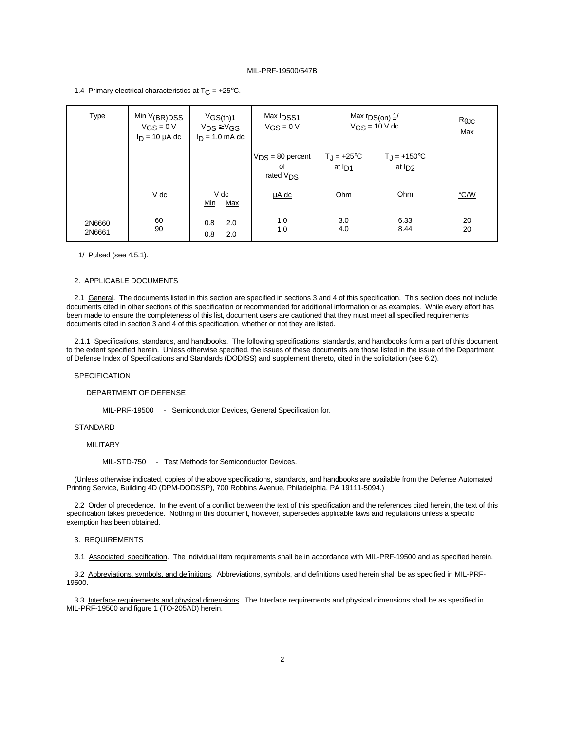1.4 Primary electrical characteristics at $T_C$ = +25°C.

| Type | Min $V_{(BR)DSS}$ $V_{GS}$ = 0 V $I_D$ = 10 µA dc | $V_{GS(th)1}$ $V_{DS} \geq V_{GS}$ $I_D$ = 1.0 mA dc | | Max $I_{DSS1}$ $V_{GS}$ = 0 V | Max $r_{DS(on)}$ 1/ $V_{GS}$ = 10 V dc | | $R_{\theta JC}$ Max |
|---|---|---|---|---|---|---|---|
| | | | | $V_{DS}$ = 80 percent of rated $V_{DS}$ | $T_J$ = +25°C at $I_{D1}$ | $T_J$ = +150°C at $I_{D2}$ | |
| | V dc | V dc Min | V dc Max | µA dc | Ohm | Ohm | °C/W |
| 2N6660 | 60 | 0.8 | 2.0 | 1.0 | 3.0 | 6.33 | 20 |
| 2N6661 | 90 | 0.8 | 2.0 | 1.0 | 4.0 | 8.44 | 20 |

1/ Pulsed (see 4.5.1).

## 2. APPLICABLE DOCUMENTS

2.1 General. The documents listed in this section are specified in sections 3 and 4 of this specification. This section does not include documents cited in other sections of this specification or recommended for additional information or as examples. While every effort has been made to ensure the completeness of this list, document users are cautioned that they must meet all specified requirements documents cited in section 3 and 4 of this specification, whether or not they are listed.

2.1.1 Specifications, standards, and handbooks. The following specifications, standards, and handbooks form a part of this document to the extent specified herein. Unless otherwise specified, the issues of these documents are those listed in the issue of the Department of Defense Index of Specifications and Standards (DODISS) and supplement thereto, cited in the solicitation (see 6.2).

SPECIFICATION

DEPARTMENT OF DEFENSE

MIL-PRF-19500 - Semiconductor Devices, General Specification for.

STANDARD

MILITARY

MIL-STD-750 - Test Methods for Semiconductor Devices.

(Unless otherwise indicated, copies of the above specifications, standards, and handbooks are available from the Defense Automated Printing Service, Building 4D (DPM-DODSSP), 700 Robbins Avenue, Philadelphia, PA 19111-5094.)

2.2 Order of precedence. In the event of a conflict between the text of this specification and the references cited herein, the text of this specification takes precedence. Nothing in this document, however, supersedes applicable laws and regulations unless a specific exemption has been obtained.

## 3. REQUIREMENTS

3.1 Associated specification. The individual item requirements shall be in accordance with MIL-PRF-19500 and as specified herein.

3.2 Abbreviations, symbols, and definitions. Abbreviations, symbols, and definitions used herein shall be as specified in MIL-PRF-19500.

3.3 Interface requirements and physical dimensions. The Interface requirements and physical dimensions shall be as specified in MIL-PRF-19500 and figure 1 (TO-205AD) herein.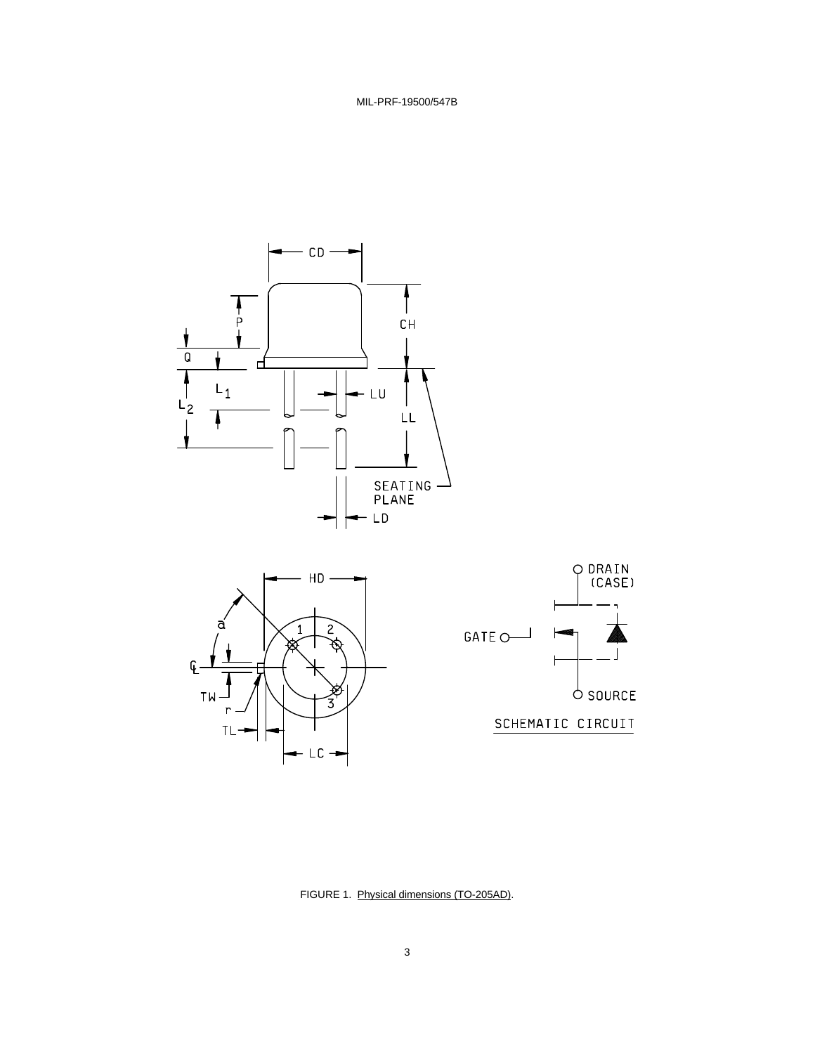FIGURE 1. Physical dimensions (TO-205AD).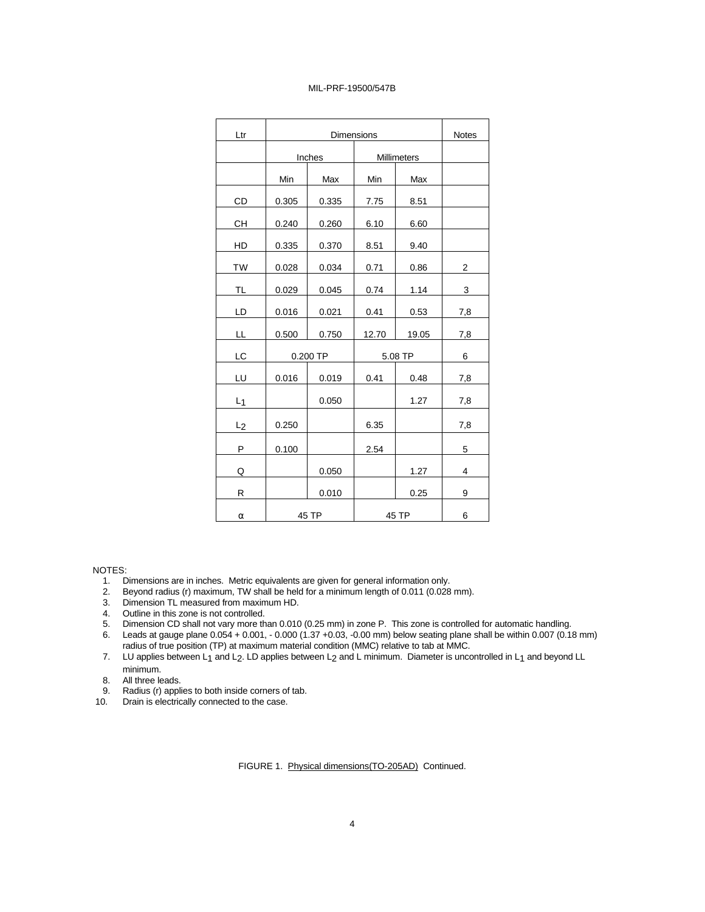| Ltr | Dimensions | | | | Notes |
|---|---|---|---|---|---|
| | Inches | | Millimeters | | |
| | Min | Max | Min | Max | |
| CD | 0.305 | 0.335 | 7.75 | 8.51 | |
| CH | 0.240 | 0.260 | 6.10 | 6.60 | |
| HD | 0.335 | 0.370 | 8.51 | 9.40 | |
| TW | 0.028 | 0.034 | 0.71 | 0.86 | 2 |
| TL | 0.029 | 0.045 | 0.74 | 1.14 | 3 |
| LD | 0.016 | 0.021 | 0.41 | 0.53 | 7,8 |
| LL | 0.500 | 0.750 | 12.70 | 19.05 | 7,8 |
| LC | 0.200 TP | | 5.08 TP | | 6 |
| LU | 0.016 | 0.019 | 0.41 | 0.48 | 7,8 |
| $L_1$ | | 0.050 | | 1.27 | 7,8 |
| $L_2$ | 0.250 | | 6.35 | | 7,8 |
| P | 0.100 | | 2.54 | | 5 |
| Q | | 0.050 | | 1.27 | 4 |
| R | | 0.010 | | 0.25 | 9 |
| α | 45 TP | | 45 TP | | 6 |

NOTES:

1. Dimensions are in inches. Metric equivalents are given for general information only.
2. Beyond radius (r) maximum, TW shall be held for a minimum length of 0.011 (0.028 mm).
3. Dimension TL measured from maximum HD.
4. Outline in this zone is not controlled.
5. Dimension CD shall not vary more than 0.010 (0.25 mm) in zone P. This zone is controlled for automatic handling.
6. Leads at gauge plane 0.054 + 0.001, - 0.000 (1.37 +0.03, -0.00 mm) below seating plane shall be within 0.007 (0.18 mm) radius of true position (TP) at maximum material condition (MMC) relative to tab at MMC.
7. LU applies between $L_1$ and $L_2$. LD applies between $L_2$ and L minimum. Diameter is uncontrolled in $L_1$ and beyond LL minimum.
8. All three leads.
9. Radius (r) applies to both inside corners of tab.
10. Drain is electrically connected to the case.

FIGURE 1. Physical dimensions(TO-205AD) Continued.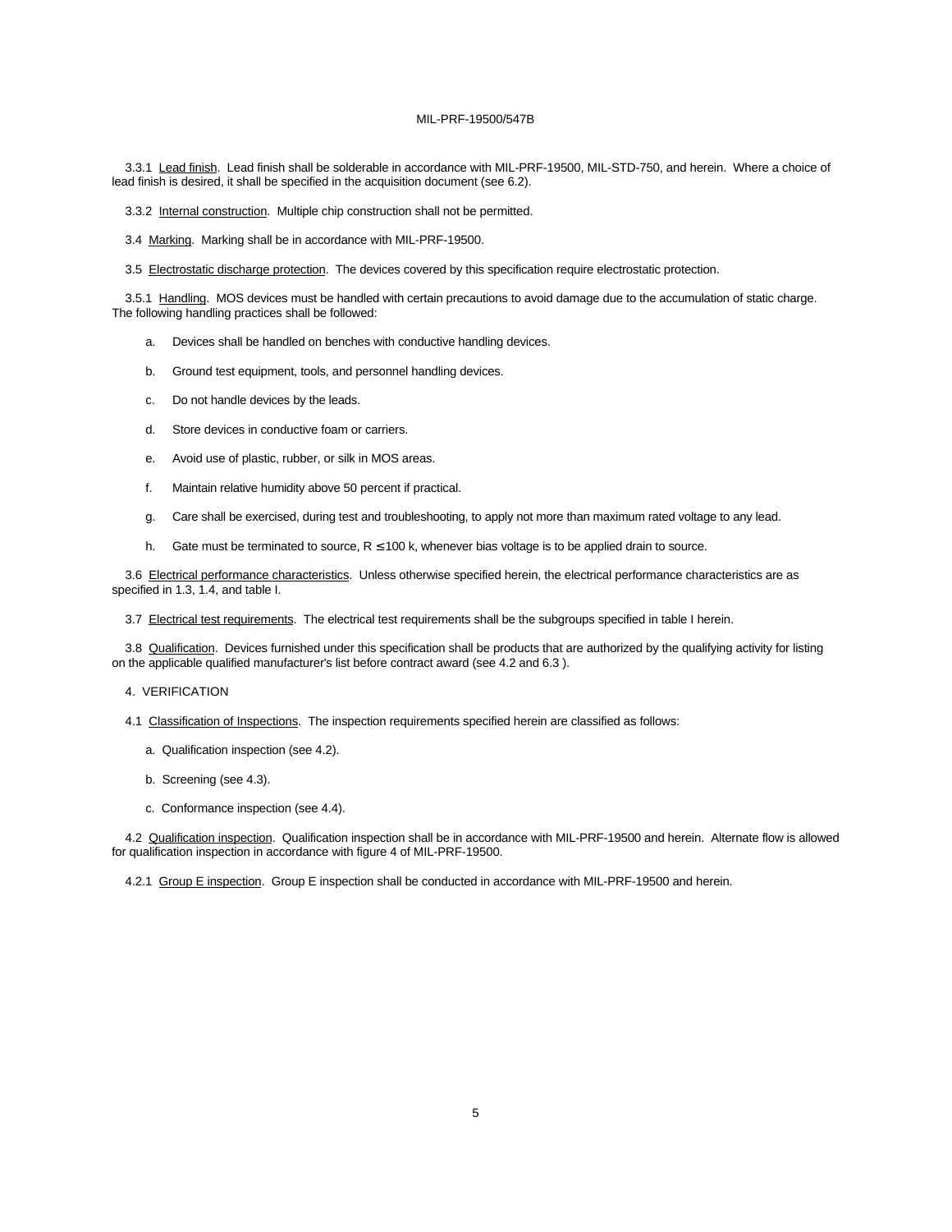3.3.1 Lead finish. Lead finish shall be solderable in accordance with MIL-PRF-19500, MIL-STD-750, and herein. Where a choice of lead finish is desired, it shall be specified in the acquisition document (see 6.2).

3.3.2 Internal construction. Multiple chip construction shall not be permitted.

3.4 Marking. Marking shall be in accordance with MIL-PRF-19500.

3.5 Electrostatic discharge protection. The devices covered by this specification require electrostatic protection.

3.5.1 Handling. MOS devices must be handled with certain precautions to avoid damage due to the accumulation of static charge. The following handling practices shall be followed:

a. Devices shall be handled on benches with conductive handling devices.

b. Ground test equipment, tools, and personnel handling devices.

c. Do not handle devices by the leads.

d. Store devices in conductive foam or carriers.

e. Avoid use of plastic, rubber, or silk in MOS areas.

f. Maintain relative humidity above 50 percent if practical.

g. Care shall be exercised, during test and troubleshooting, to apply not more than maximum rated voltage to any lead.

h. Gate must be terminated to source, $R \leq 100$ k, whenever bias voltage is to be applied drain to source.

3.6 Electrical performance characteristics. Unless otherwise specified herein, the electrical performance characteristics are as specified in 1.3, 1.4, and table I.

3.7 Electrical test requirements. The electrical test requirements shall be the subgroups specified in table I herein.

3.8 Qualification. Devices furnished under this specification shall be products that are authorized by the qualifying activity for listing on the applicable qualified manufacturer's list before contract award (see 4.2 and 6.3 ).

4. VERIFICATION

4.1 Classification of Inspections. The inspection requirements specified herein are classified as follows:

a. Qualification inspection (see 4.2).

b. Screening (see 4.3).

c. Conformance inspection (see 4.4).

4.2 Qualification inspection. Qualification inspection shall be in accordance with MIL-PRF-19500 and herein. Alternate flow is allowed for qualification inspection in accordance with figure 4 of MIL-PRF-19500.

4.2.1 Group E inspection. Group E inspection shall be conducted in accordance with MIL-PRF-19500 and herein.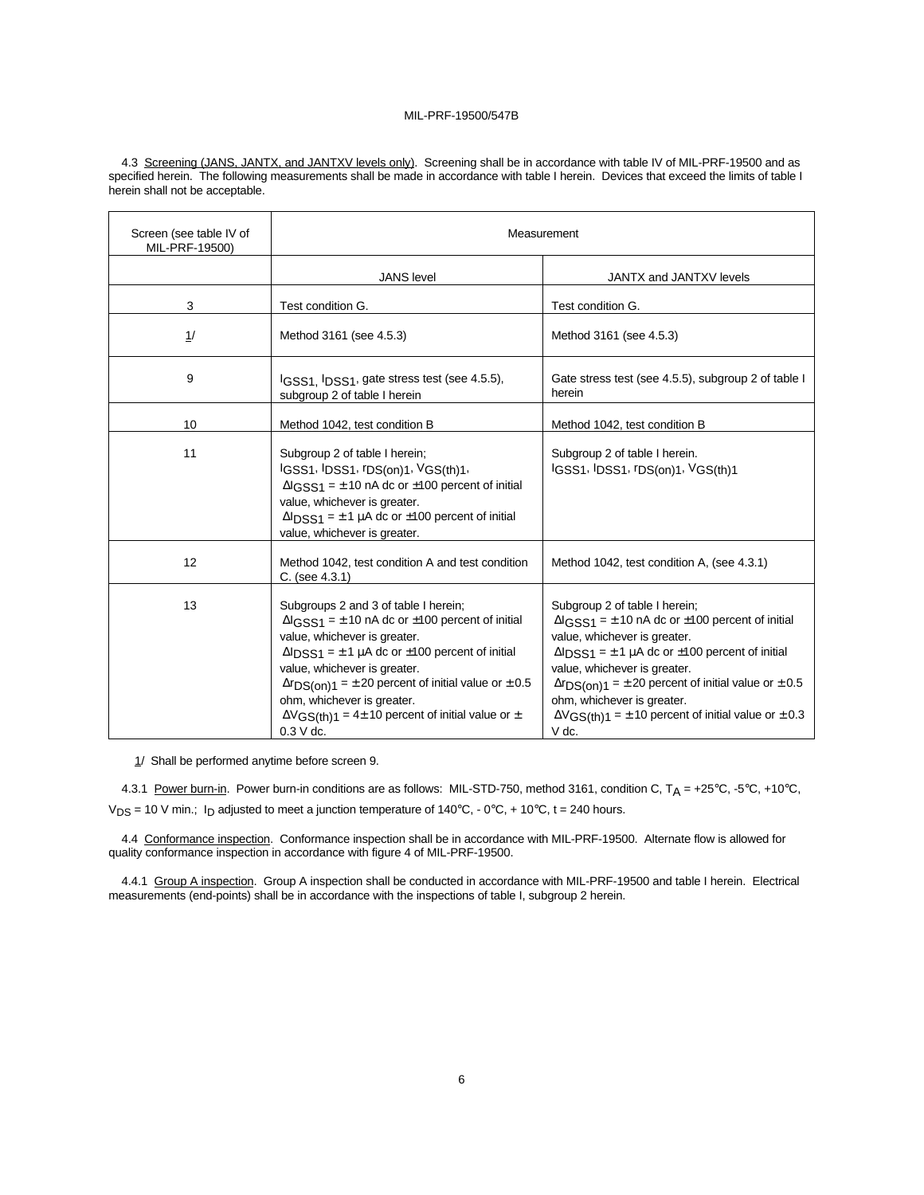4.3 Screening (JANS, JANTX, and JANTXV levels only). Screening shall be in accordance with table IV of MIL-PRF-19500 and as specified herein. The following measurements shall be made in accordance with table I herein. Devices that exceed the limits of table I herein shall not be acceptable.

| Screen (see table IV of MIL-PRF-19500) | Measurement | |
|---|---|---|
| | JANS level | JANTX and JANTXV levels |
| 3 | Test condition G. | Test condition G. |
| 1/ | Method 3161 (see 4.5.3) | Method 3161 (see 4.5.3) |
| 9 | $I_{GSS1}$, $I_{DSS1}$, gate stress test (see 4.5.5), subgroup 2 of table I herein | Gate stress test (see 4.5.5), subgroup 2 of table I herein |
| 10 | Method 1042, test condition B | Method 1042, test condition B |
| 11 | Subgroup 2 of table I herein; $I_{GSS1}$, $I_{DSS1}$, $r_{DS(on)1}$, $V_{GS(th)1}$, $\Delta I_{GSS1} = \pm 10$ nA dc or ±100 percent of initial value, whichever is greater. $\Delta I_{DSS1} = \pm 1$ µA dc or ±100 percent of initial value, whichever is greater. | Subgroup 2 of table I herein. $I_{GSS1}$, $I_{DSS1}$, $r_{DS(on)1}$, $V_{GS(th)1}$ |
| 12 | Method 1042, test condition A and test condition C. (see 4.3.1) | Method 1042, test condition A, (see 4.3.1) |
| 13 | Subgroups 2 and 3 of table I herein; $\Delta I_{GSS1} = \pm 10$ nA dc or ±100 percent of initial value, whichever is greater. $\Delta I_{DSS1} = \pm 1$ µA dc or ±100 percent of initial value, whichever is greater. $\Delta r_{DS(on)1} = \pm 20$ percent of initial value or ± 0.5 ohm, whichever is greater. $\Delta V_{GS(th)1} = 4 \pm 10$ percent of initial value or ± 0.3 V dc. | Subgroup 2 of table I herein; $\Delta I_{GSS1} = \pm 10$ nA dc or ±100 percent of initial value, whichever is greater. $\Delta I_{DSS1} = \pm 1$ µA dc or ±100 percent of initial value, whichever is greater. $\Delta r_{DS(on)1} = \pm 20$ percent of initial value or ± 0.5 ohm, whichever is greater. $\Delta V_{GS(th)1} = \pm 10$ percent of initial value or ± 0.3 V dc. |

1/ Shall be performed anytime before screen 9.

4.3.1 Power burn-in. Power burn-in conditions are as follows: MIL-STD-750, method 3161, condition C, $T_A$ = +25°C, -5°C, +10°C, $V_{DS}$ = 10 V min.; $I_D$ adjusted to meet a junction temperature of 140°C, - 0°C, + 10°C, t = 240 hours.

4.4 Conformance inspection. Conformance inspection shall be in accordance with MIL-PRF-19500. Alternate flow is allowed for quality conformance inspection in accordance with figure 4 of MIL-PRF-19500.

4.4.1 Group A inspection. Group A inspection shall be conducted in accordance with MIL-PRF-19500 and table I herein. Electrical measurements (end-points) shall be in accordance with the inspections of table I, subgroup 2 herein.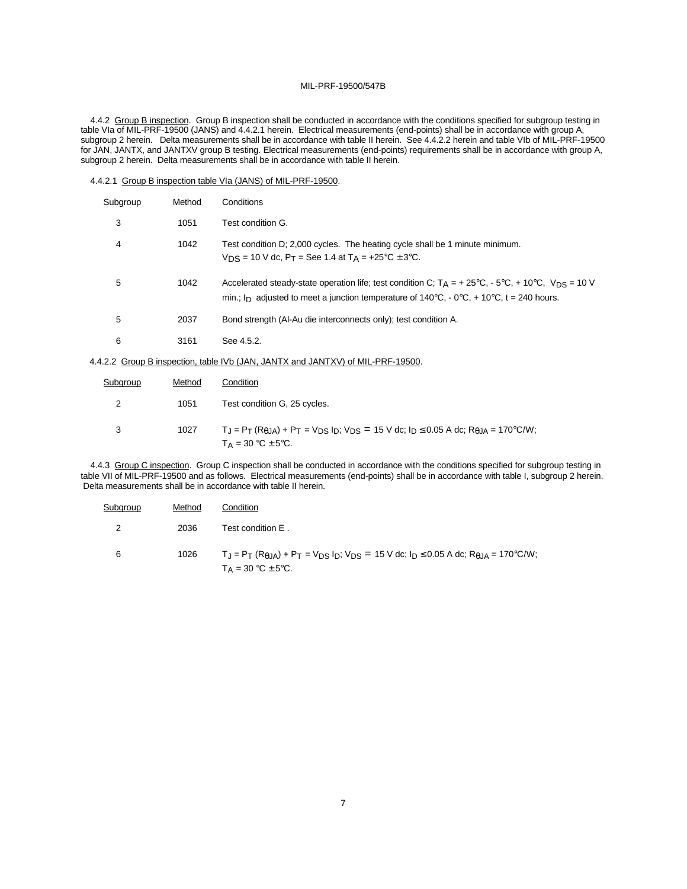4.4.2 Group B inspection. Group B inspection shall be conducted in accordance with the conditions specified for subgroup testing in table VIa of MIL-PRF-19500 (JANS) and 4.4.2.1 herein. Electrical measurements (end-points) shall be in accordance with group A, subgroup 2 herein. Delta measurements shall be in accordance with table II herein. See 4.4.2.2 herein and table VIb of MIL-PRF-19500 for JAN, JANTX, and JANTXV group B testing. Electrical measurements (end-points) requirements shall be in accordance with group A, subgroup 2 herein. Delta measurements shall be in accordance with table II herein.

4.4.2.1 Group B inspection table VIa (JANS) of MIL-PRF-19500.

| Subgroup | Method | Conditions |
|---|---|---|
| 3 | 1051 | Test condition G. |
| 4 | 1042 | Test condition D; 2,000 cycles. The heating cycle shall be 1 minute minimum. $V_{DS}$ = 10 V dc, $P_T$ = See 1.4 at $T_A$ = +25°C ± 3°C. |
| 5 | 1042 | Accelerated steady-state operation life; test condition C; $T_A$ = + 25°C, - 5°C, + 10°C, $V_{DS}$ = 10 V min.; $I_D$ adjusted to meet a junction temperature of 140°C, - 0°C, + 10°C, t = 240 hours. |
| 5 | 2037 | Bond strength (Al-Au die interconnects only); test condition A. |
| 6 | 3161 | See 4.5.2. |

4.4.2.2 Group B inspection, table IVb (JAN, JANTX and JANTXV) of MIL-PRF-19500.

| Subgroup | Method | Condition |
|---|---|---|
| 2 | 1051 | Test condition G, 25 cycles. |
| 3 | 1027 | $T_J = P_T (R_{\theta JA}) + P_T = V_{DS} I_D$; $V_{DS}$ = 15 V dc; $I_D \leq$ 0.05 A dc; $R_{\theta JA}$ = 170°C/W; $T_A$ = 30 °C ± 5°C. |

4.4.3 Group C inspection. Group C inspection shall be conducted in accordance with the conditions specified for subgroup testing in table VII of MIL-PRF-19500 and as follows. Electrical measurements (end-points) shall be in accordance with table I, subgroup 2 herein. Delta measurements shall be in accordance with table II herein.

| Subgroup | Method | Condition |
|---|---|---|
| 2 | 2036 | Test condition E . |
| 6 | 1026 | $T_J = P_T (R_{\theta JA}) + P_T = V_{DS} I_D$; $V_{DS}$ = 15 V dc; $I_D \leq$ 0.05 A dc; $R_{\theta JA}$ = 170°C/W; $T_A$ = 30 °C ± 5°C. |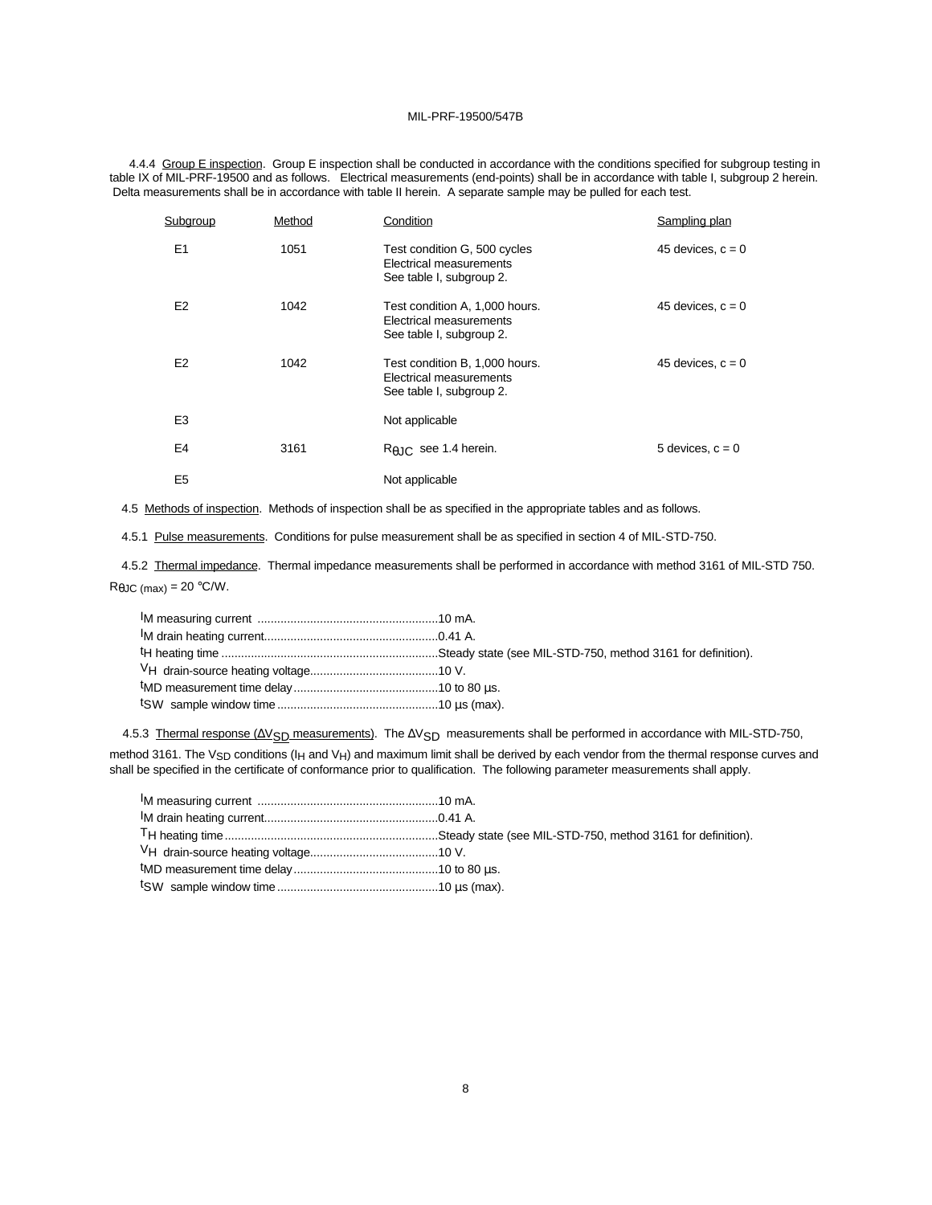4.4.4 Group E inspection. Group E inspection shall be conducted in accordance with the conditions specified for subgroup testing in table IX of MIL-PRF-19500 and as follows. Electrical measurements (end-points) shall be in accordance with table I, subgroup 2 herein. Delta measurements shall be in accordance with table II herein. A separate sample may be pulled for each test.

| Subgroup | Method | Condition | Sampling plan |
|---|---|---|---|
| E1 | 1051 | Test condition G, 500 cycles<br>Electrical measurements<br>See table I, subgroup 2. | 45 devices, c = 0 |
| E2 | 1042 | Test condition A, 1,000 hours.<br>Electrical measurements<br>See table I, subgroup 2. | 45 devices, c = 0 |
| E2 | 1042 | Test condition B, 1,000 hours.<br>Electrical measurements<br>See table I, subgroup 2. | 45 devices, c = 0 |
| E3 | | Not applicable | |
| E4 | 3161 | $R_{\theta JC}$ see 1.4 herein. | 5 devices, c = 0 |
| E5 | | Not applicable | |

4.5 Methods of inspection. Methods of inspection shall be as specified in the appropriate tables and as follows.

4.5.1 Pulse measurements. Conditions for pulse measurement shall be as specified in section 4 of MIL-STD-750.

4.5.2 Thermal impedance. Thermal impedance measurements shall be performed in accordance with method 3161 of MIL-STD 750. $R_{\theta JC\ (max)}$ = 20 °C/W.

$I_M$ measuring current ........................................................10 mA.
$I_M$ drain heating current.....................................................0.41 A.
$t_H$ heating time ..................................................................Steady state (see MIL-STD-750, method 3161 for definition).
$V_H$ drain-source heating voltage.......................................10 V.
$t_{MD}$ measurement time delay............................................10 to 80 µs.
$t_{SW}$ sample window time.................................................10 µs (max).

4.5.3 Thermal response ($\Delta V_{SD}$ measurements). The $\Delta V_{SD}$ measurements shall be performed in accordance with MIL-STD-750, method 3161. The $V_{SD}$ conditions ($I_H$ and $V_H$) and maximum limit shall be derived by each vendor from the thermal response curves and shall be specified in the certificate of conformance prior to qualification. The following parameter measurements shall apply.

$I_M$ measuring current ........................................................10 mA.
$I_M$ drain heating current.....................................................0.41 A.
$T_H$ heating time..................................................................Steady state (see MIL-STD-750, method 3161 for definition).
$V_H$ drain-source heating voltage.......................................10 V.
$t_{MD}$ measurement time delay............................................10 to 80 µs.
$t_{SW}$ sample window time.................................................10 µs (max).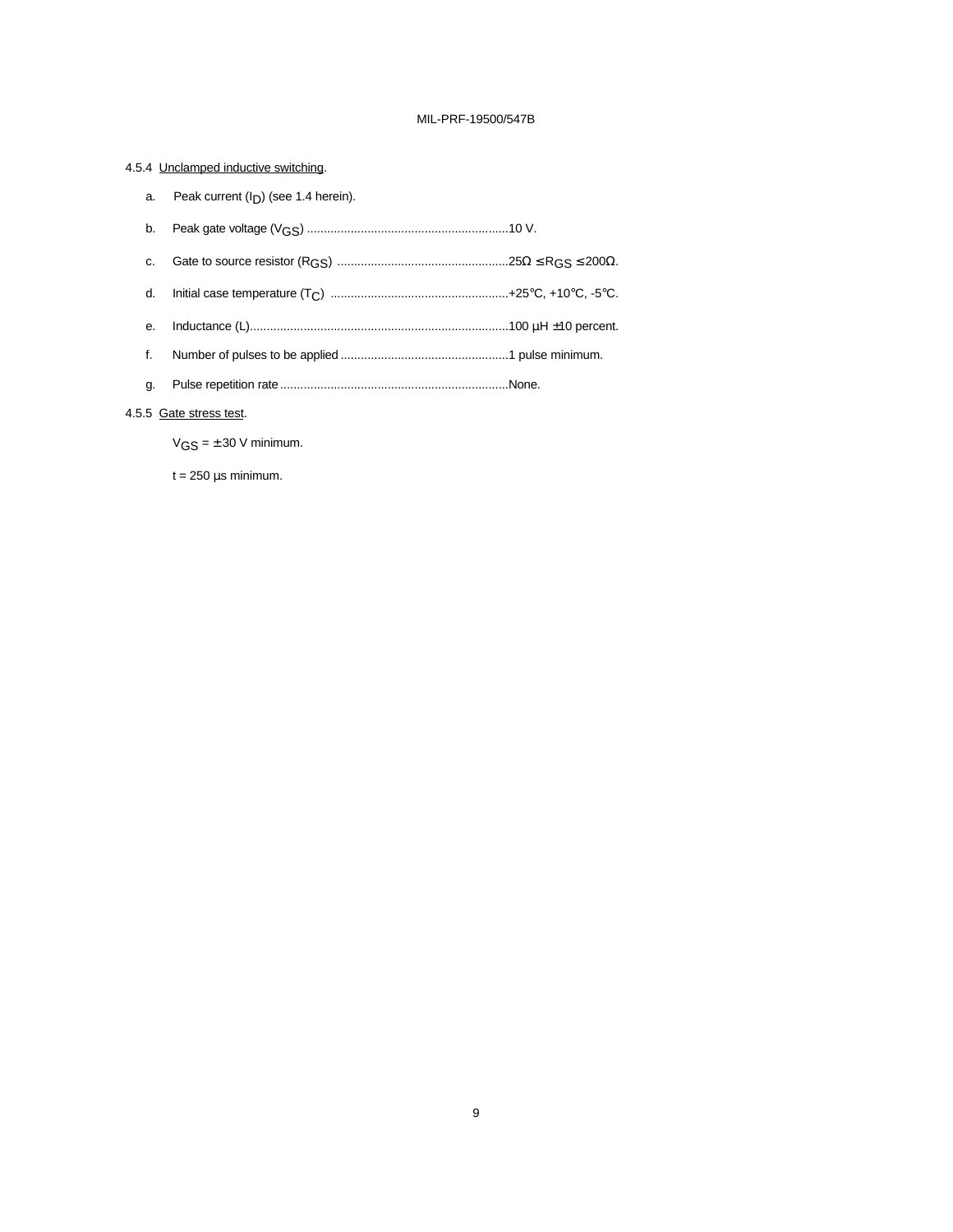4.5.4 Unclamped inductive switching.

a. Peak current ($I_D$) (see 1.4 herein).

b. Peak gate voltage ($V_{GS}$) ............................................................10 V.

c. Gate to source resistor ($R_{GS}$) ..................................................$25\Omega \leq R_{GS} \leq 200\Omega$.

d. Initial case temperature ($T_C$) .....................................................+25°C, +10°C, -5°C.

e. Inductance (L)..............................................................................100 µH ±10 percent.

f. Number of pulses to be applied ..................................................1 pulse minimum.

g. Pulse repetition rate ....................................................................None.

4.5.5 Gate stress test.

$V_{GS} = \pm 30$ V minimum.

t = 250 µs minimum.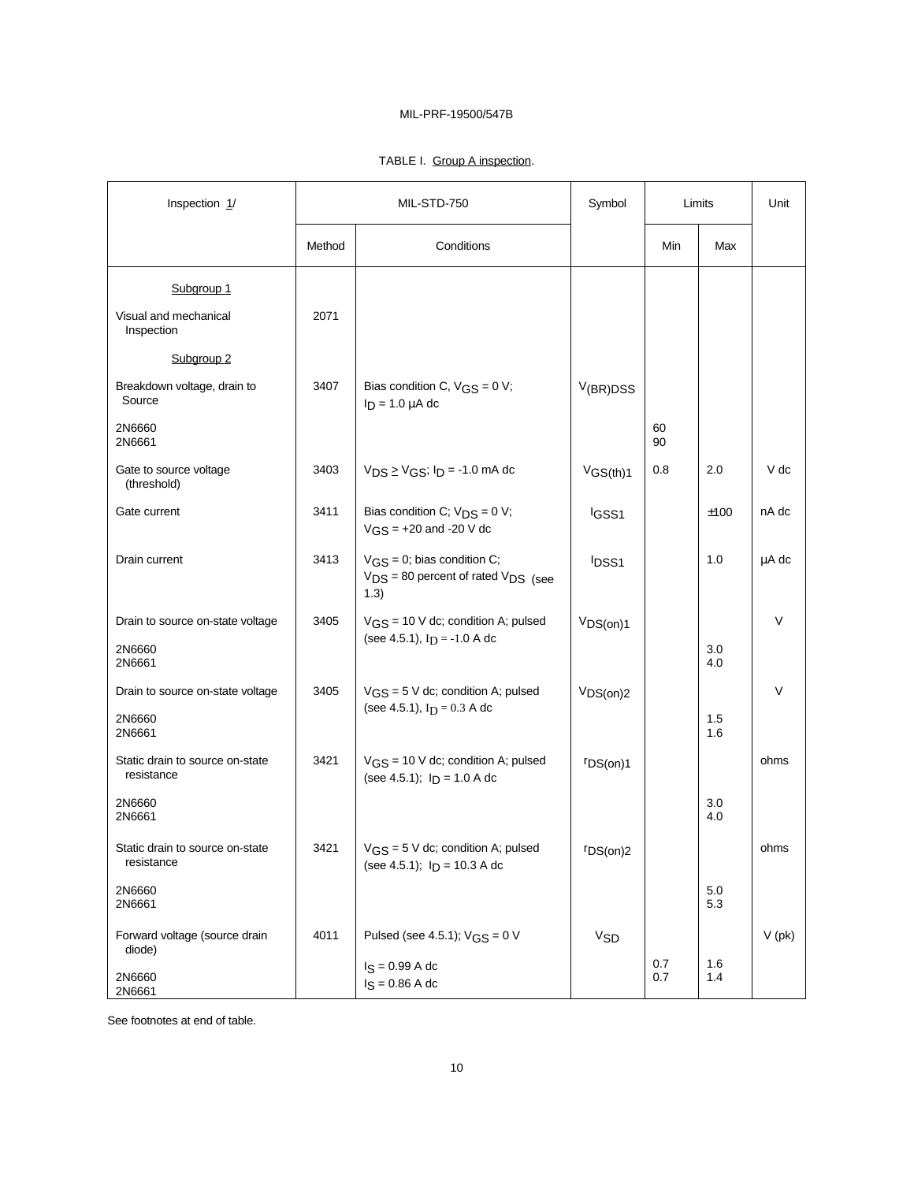TABLE I. Group A inspection.

| Inspection 1/ | MIL-STD-750 | | Symbol | Limits | | Unit |
|---|---|---|---|---|---|---|
| | Method | Conditions | | Min | Max | |
| Subgroup 1 | | | | | | |
| Visual and mechanical Inspection | 2071 | | | | | |
| Subgroup 2 | | | | | | |
| Breakdown voltage, drain to Source | 3407 | Bias condition C, $V_{GS}$ = 0 V; $I_D$ = 1.0 µA dc | $V_{(BR)DSS}$ | | | |
| 2N6660<br>2N6661 | | | | 60<br>90 | | |
| Gate to source voltage (threshold) | 3403 | $V_{DS} \geq V_{GS}$; $I_D$ = -1.0 mA dc | $V_{GS(th)1}$ | 0.8 | 2.0 | V dc |
| Gate current | 3411 | Bias condition C; $V_{DS}$ = 0 V; $V_{GS}$ = +20 and -20 V dc | $I_{GSS1}$ | | ±100 | nA dc |
| Drain current | 3413 | $V_{GS}$ = 0; bias condition C; $V_{DS}$ = 80 percent of rated $V_{DS}$ (see 1.3) | $I_{DSS1}$ | | 1.0 | µA dc |
| Drain to source on-state voltage | 3405 | $V_{GS}$ = 10 V dc; condition A; pulsed (see 4.5.1), $I_D$ = -1.0 A dc | $V_{DS(on)1}$ | | | V |
| 2N6660<br>2N6661 | | | | | 3.0<br>4.0 | |
| Drain to source on-state voltage | 3405 | $V_{GS}$ = 5 V dc; condition A; pulsed (see 4.5.1), $I_D$ = 0.3 A dc | $V_{DS(on)2}$ | | | V |
| 2N6660<br>2N6661 | | | | | 1.5<br>1.6 | |
| Static drain to source on-state resistance | 3421 | $V_{GS}$ = 10 V dc; condition A; pulsed (see 4.5.1); $I_D$ = 1.0 A dc | $r_{DS(on)1}$ | | | ohms |
| 2N6660<br>2N6661 | | | | | 3.0<br>4.0 | |
| Static drain to source on-state resistance | 3421 | $V_{GS}$ = 5 V dc; condition A; pulsed (see 4.5.1); $I_D$ = 10.3 A dc | $r_{DS(on)2}$ | | | ohms |
| 2N6660<br>2N6661 | | | | | 5.0<br>5.3 | |
| Forward voltage (source drain diode) | 4011 | Pulsed (see 4.5.1); $V_{GS}$ = 0 V | $V_{SD}$ | | | V (pk) |
| 2N6660<br>2N6661 | | $I_S$ = 0.99 A dc<br>$I_S$ = 0.86 A dc | | 0.7<br>0.7 | 1.6<br>1.4 | |

See footnotes at end of table.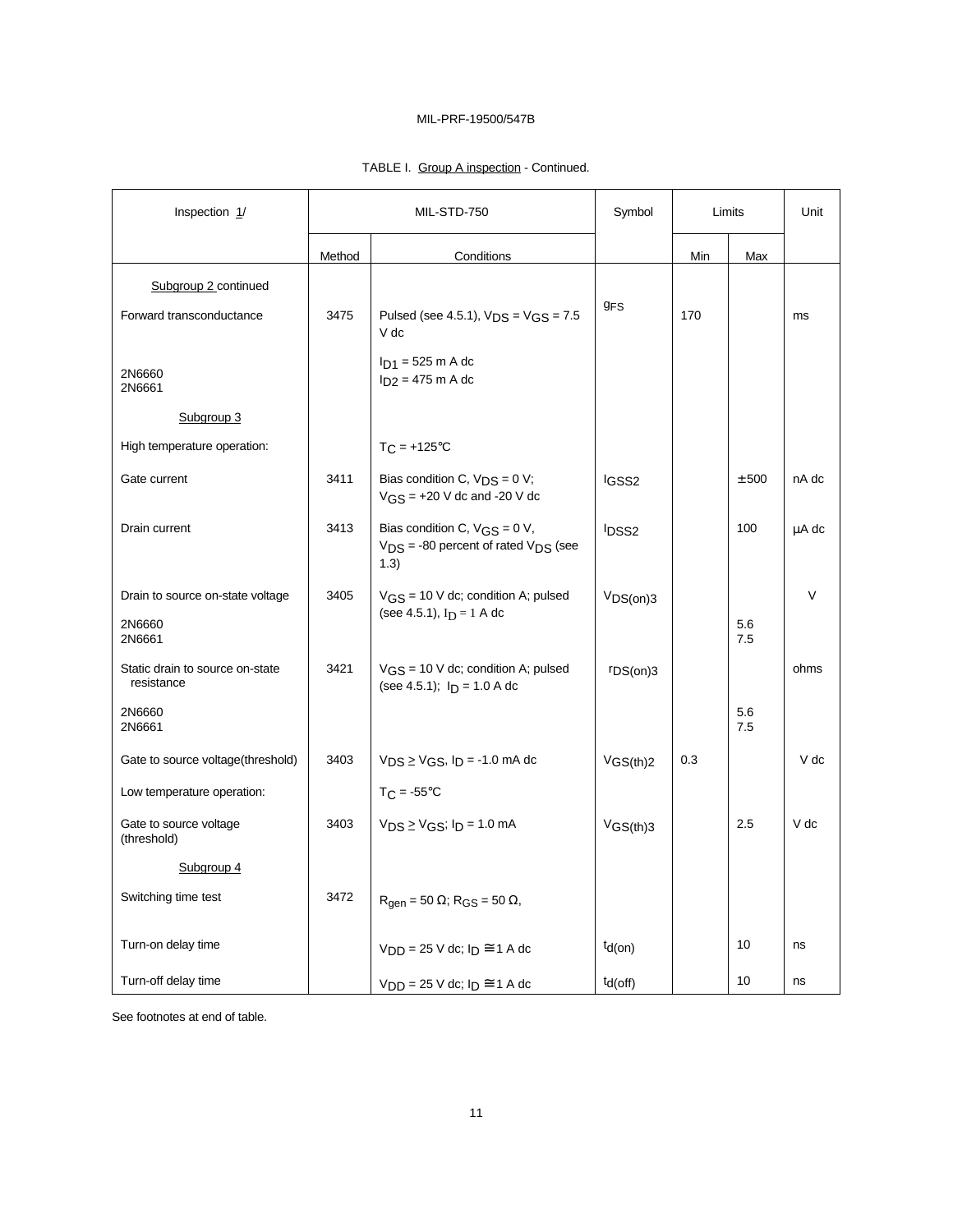TABLE I. Group A inspection - Continued.

| Inspection 1/ | MIL-STD-750 | | Symbol | Limits | | Unit |
|---|---|---|---|---|---|---|
| | Method | Conditions | | Min | Max | |
| Subgroup 2 continued | | | | | | |
| Forward transconductance | 3475 | Pulsed (see 4.5.1), $V_{DS} = V_{GS} = 7.5$ V dc | $g_{FS}$ | 170 | | ms |
| 2N6660<br>2N6661 | | $I_{D1}$ = 525 m A dc<br>$I_{D2}$ = 475 m A dc | | | | |
| Subgroup 3 | | | | | | |
| High temperature operation: | | $T_C$ = +125°C | | | | |
| Gate current | 3411 | Bias condition C, $V_{DS}$ = 0 V; $V_{GS}$ = +20 V dc and -20 V dc | $I_{GSS2}$ | | ±500 | nA dc |
| Drain current | 3413 | Bias condition C, $V_{GS}$ = 0 V, $V_{DS}$ = -80 percent of rated $V_{DS}$ (see 1.3) | $I_{DSS2}$ | | 100 | µA dc |
| Drain to source on-state voltage | 3405 | $V_{GS}$ = 10 V dc; condition A; pulsed (see 4.5.1), $I_D$ = 1 A dc | $V_{DS(on)3}$ | | | V |
| 2N6660<br>2N6661 | | | | | 5.6<br>7.5 | |
| Static drain to source on-state resistance | 3421 | $V_{GS}$ = 10 V dc; condition A; pulsed (see 4.5.1); $I_D$ = 1.0 A dc | $r_{DS(on)3}$ | | | ohms |
| 2N6660<br>2N6661 | | | | | 5.6<br>7.5 | |
| Gate to source voltage(threshold) | 3403 | $V_{DS} \geq V_{GS}$, $I_D$ = -1.0 mA dc | $V_{GS(th)2}$ | 0.3 | | V dc |
| Low temperature operation: | | $T_C$ = -55°C | | | | |
| Gate to source voltage (threshold) | 3403 | $V_{DS} \geq V_{GS}$; $I_D$ = 1.0 mA | $V_{GS(th)3}$ | | 2.5 | V dc |
| Subgroup 4 | | | | | | |
| Switching time test | 3472 | $R_{gen}$ = 50 Ω; $R_{GS}$ = 50 Ω, | | | | |
| Turn-on delay time | | $V_{DD}$ = 25 V dc; $I_D \cong$ 1 A dc | $t_{d(on)}$ | | 10 | ns |
| Turn-off delay time | | $V_{DD}$ = 25 V dc; $I_D \cong$ 1 A dc | $t_{d(off)}$ | | 10 | ns |

See footnotes at end of table.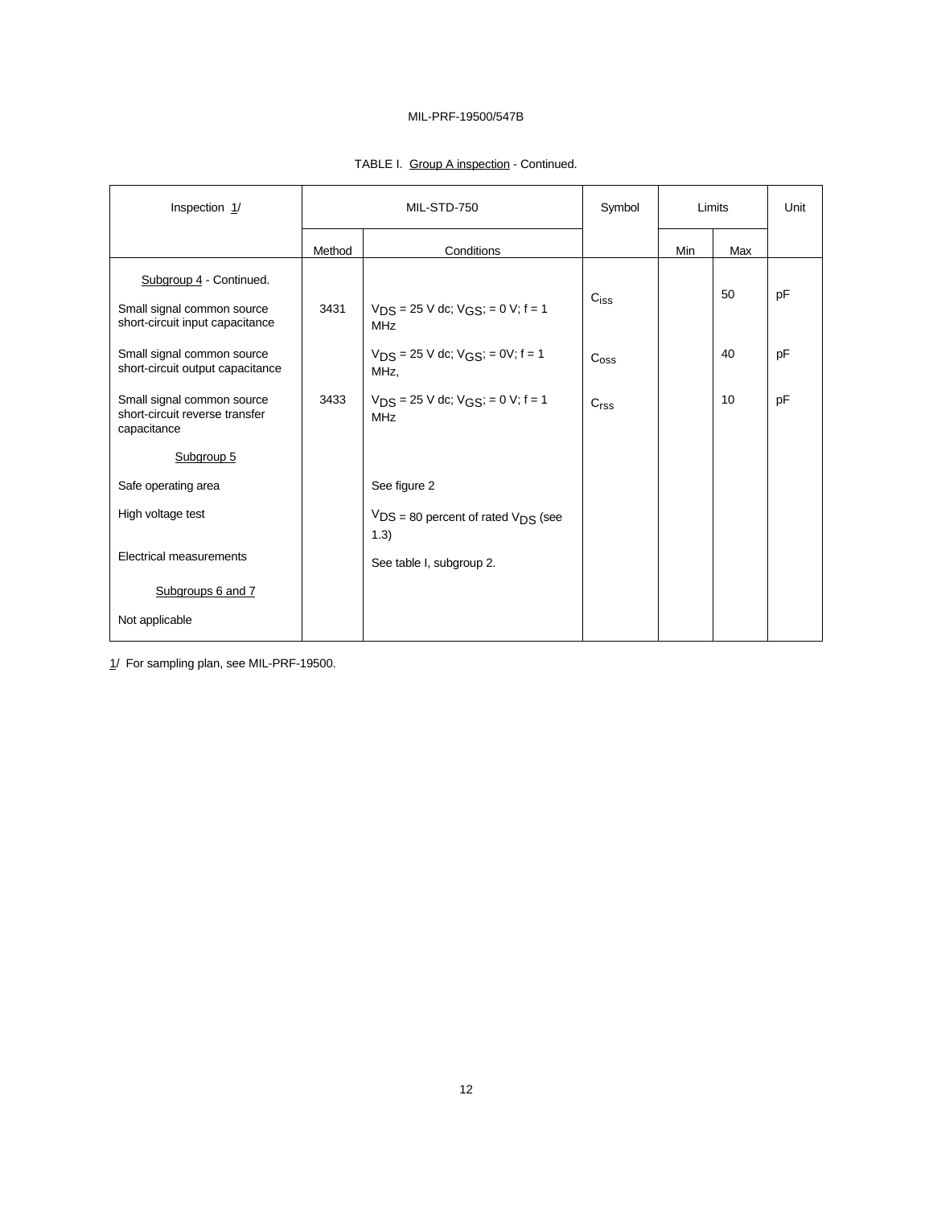TABLE I. Group A inspection - Continued.

| Inspection 1/ | MIL-STD-750 | | Symbol | Limits | | Unit |
|---|---|---|---|---|---|---|
| | Method | Conditions | | Min | Max | |
| Subgroup 4 - Continued. | | | | | | |
| Small signal common source short-circuit input capacitance | 3431 | $V_{DS}$ = 25 V dc; $V_{GS}$; = 0 V; f = 1 MHz | $C_{iss}$ | | 50 | pF |
| Small signal common source short-circuit output capacitance | | $V_{DS}$ = 25 V dc; $V_{GS}$; = 0V; f = 1 MHz, | $C_{oss}$ | | 40 | pF |
| Small signal common source short-circuit reverse transfer capacitance | 3433 | $V_{DS}$ = 25 V dc; $V_{GS}$; = 0 V; f = 1 MHz | $C_{rss}$ | | 10 | pF |
| Subgroup 5 | | | | | | |
| Safe operating area | | See figure 2 | | | | |
| High voltage test | | $V_{DS}$ = 80 percent of rated $V_{DS}$ (see 1.3) | | | | |
| Electrical measurements | | See table I, subgroup 2. | | | | |
| Subgroups 6 and 7 | | | | | | |
| Not applicable | | | | | | |

1/ For sampling plan, see MIL-PRF-19500.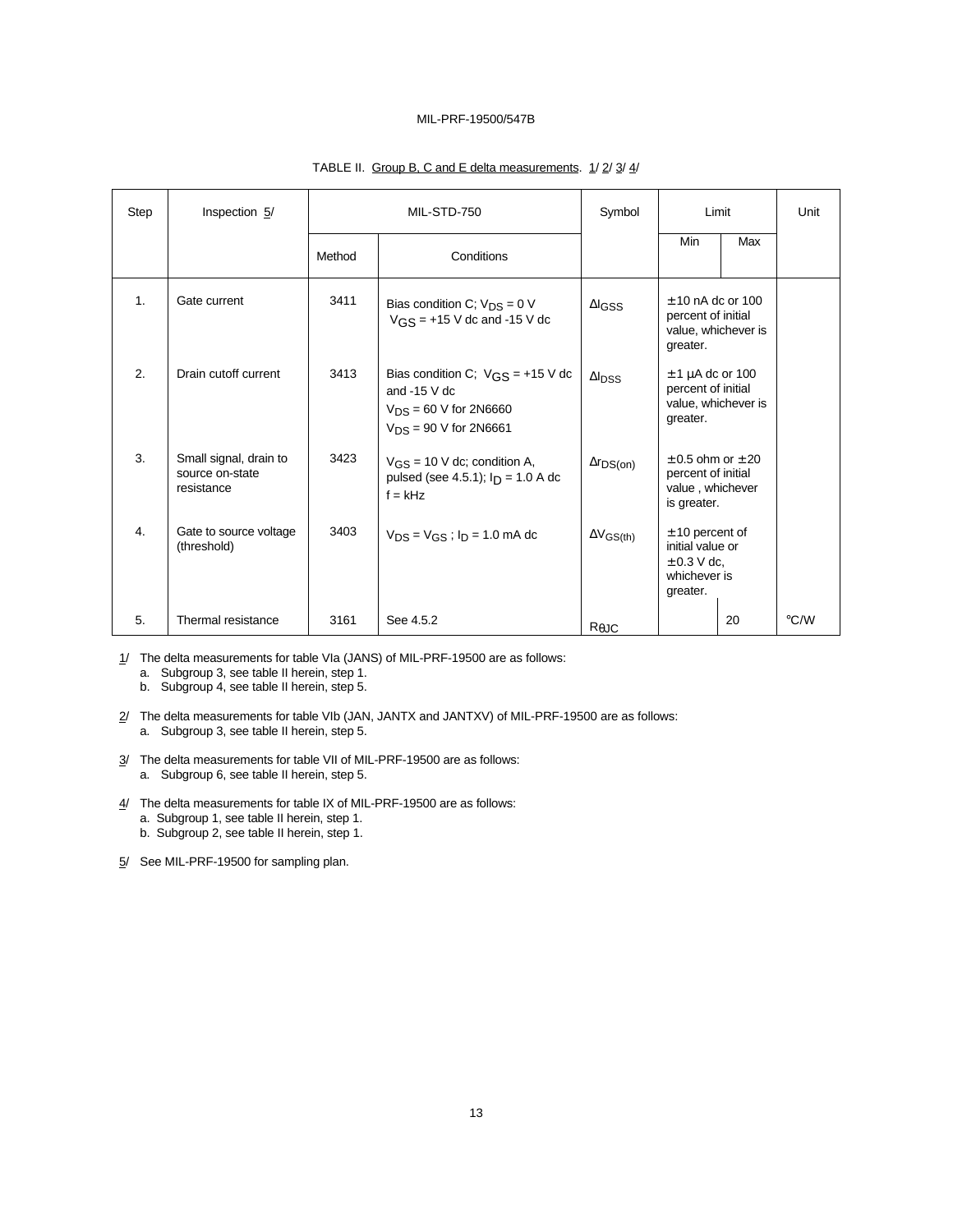TABLE II. Group B, C and E delta measurements. 1/ 2/ 3/ 4/

| Step | Inspection 5/ | MIL-STD-750 | | Symbol | Limit | | Unit |
|---|---|---|---|---|---|---|---|
| | | Method | Conditions | | Min | Max | |
| 1. | Gate current | 3411 | Bias condition C; $V_{DS}$ = 0 V $V_{GS}$ = +15 V dc and -15 V dc | $\Delta I_{GSS}$ | ± 10 nA dc or 100 percent of initial value, whichever is greater. | | |
| 2. | Drain cutoff current | 3413 | Bias condition C; $V_{GS}$ = +15 V dc and -15 V dc $V_{DS}$ = 60 V for 2N6660 $V_{DS}$ = 90 V for 2N6661 | $\Delta I_{DSS}$ | ± 1 µA dc or 100 percent of initial value, whichever is greater. | | |
| 3. | Small signal, drain to source on-state resistance | 3423 | $V_{GS}$ = 10 V dc; condition A, pulsed (see 4.5.1); $I_D$ = 1.0 A dc f = kHz | $\Delta r_{DS(on)}$ | ± 0.5 ohm or ± 20 percent of initial value , whichever is greater. | | |
| 4. | Gate to source voltage (threshold) | 3403 | $V_{DS} = V_{GS}$ ; $I_D$ = 1.0 mA dc | $\Delta V_{GS(th)}$ | ± 10 percent of initial value or ± 0.3 V dc, whichever is greater. | | |
| 5. | Thermal resistance | 3161 | See 4.5.2 | $R_{\theta JC}$ | | 20 | °C/W |

1/ The delta measurements for table VIa (JANS) of MIL-PRF-19500 are as follows:
  a. Subgroup 3, see table II herein, step 1.
  b. Subgroup 4, see table II herein, step 5.

2/ The delta measurements for table VIb (JAN, JANTX and JANTXV) of MIL-PRF-19500 are as follows:
  a. Subgroup 3, see table II herein, step 5.

3/ The delta measurements for table VII of MIL-PRF-19500 are as follows:
  a. Subgroup 6, see table II herein, step 5.

4/ The delta measurements for table IX of MIL-PRF-19500 are as follows:
  a. Subgroup 1, see table II herein, step 1.
  b. Subgroup 2, see table II herein, step 1.

5/ See MIL-PRF-19500 for sampling plan.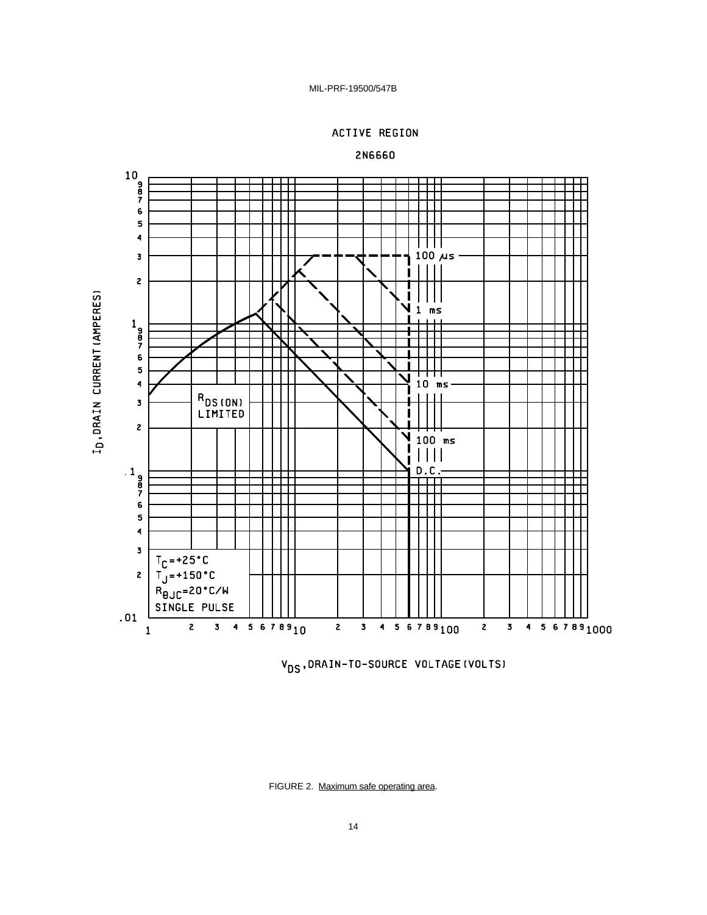ACTIVE REGION

2N6660

$I_D$, DRAIN CURRENT (AMPERES)

$R_{DS(ON)}$ LIMITED

100 μs

1 ms

10 ms

100 ms

D.C.

$T_C$ = +25°C
$T_J$ = +150°C
$R_{\theta JC}$ = 20°C/W
SINGLE PULSE

$V_{DS}$, DRAIN-TO-SOURCE VOLTAGE (VOLTS)

FIGURE 2. Maximum safe operating area.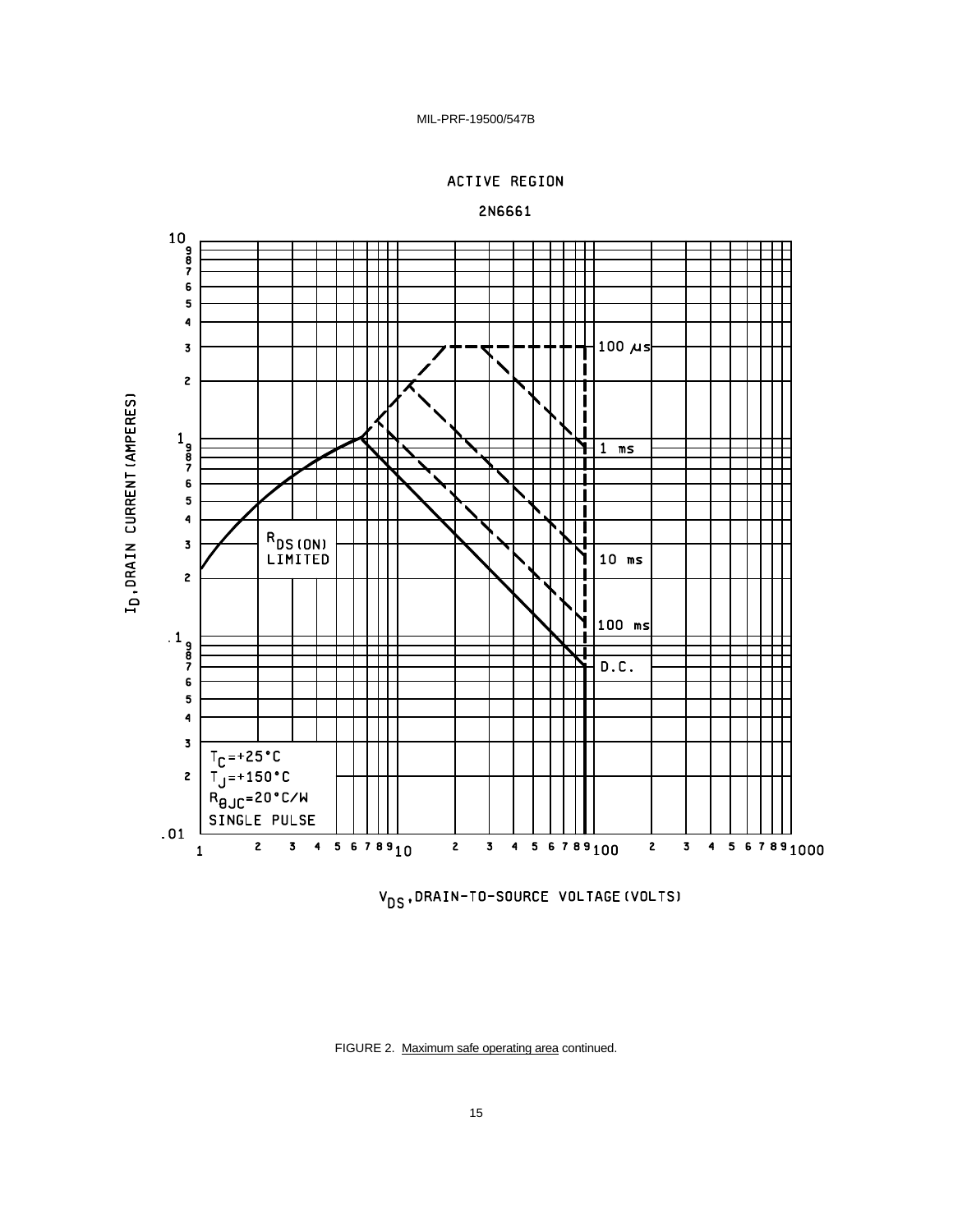ACTIVE REGION

2N6661

$R_{DS(ON)}$ LIMITED

$T_C = +25°C$
$T_J = +150°C$
$R_{\theta JC} = 20°C/W$
SINGLE PULSE

100 $\mu$s

1 ms

10 ms

100 ms

D.C.

$I_D$, DRAIN CURRENT (AMPERES)

$V_{DS}$, DRAIN-TO-SOURCE VOLTAGE (VOLTS)

FIGURE 2. Maximum safe operating area continued.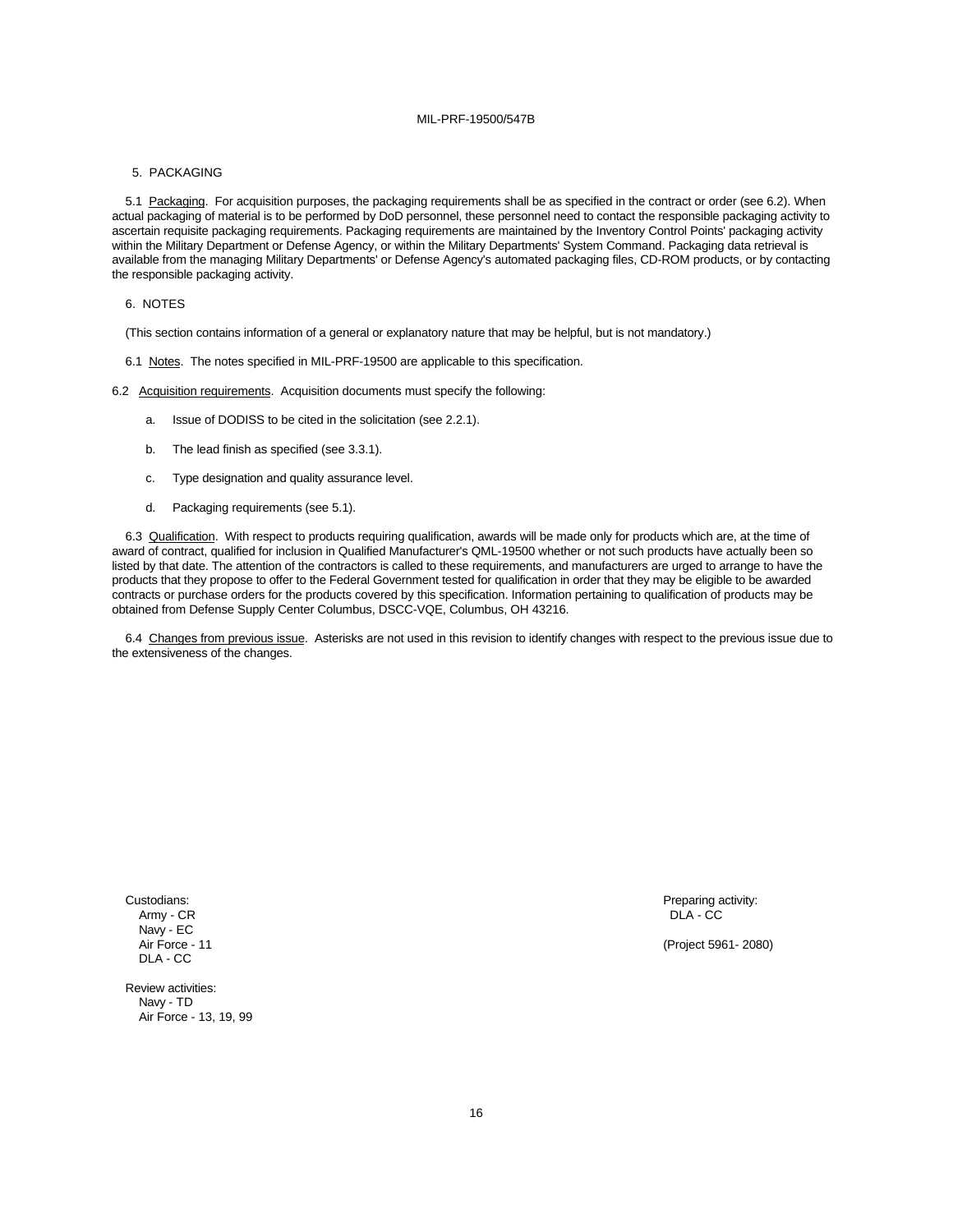## 5. PACKAGING

5.1 Packaging. For acquisition purposes, the packaging requirements shall be as specified in the contract or order (see 6.2). When actual packaging of material is to be performed by DoD personnel, these personnel need to contact the responsible packaging activity to ascertain requisite packaging requirements. Packaging requirements are maintained by the Inventory Control Points' packaging activity within the Military Department or Defense Agency, or within the Military Departments' System Command. Packaging data retrieval is available from the managing Military Departments' or Defense Agency's automated packaging files, CD-ROM products, or by contacting the responsible packaging activity.

## 6. NOTES

(This section contains information of a general or explanatory nature that may be helpful, but is not mandatory.)

6.1 Notes. The notes specified in MIL-PRF-19500 are applicable to this specification.

6.2 Acquisition requirements. Acquisition documents must specify the following:

a. Issue of DODISS to be cited in the solicitation (see 2.2.1).

b. The lead finish as specified (see 3.3.1).

c. Type designation and quality assurance level.

d. Packaging requirements (see 5.1).

6.3 Qualification. With respect to products requiring qualification, awards will be made only for products which are, at the time of award of contract, qualified for inclusion in Qualified Manufacturer's QML-19500 whether or not such products have actually been so listed by that date. The attention of the contractors is called to these requirements, and manufacturers are urged to arrange to have the products that they propose to offer to the Federal Government tested for qualification in order that they may be eligible to be awarded contracts or purchase orders for the products covered by this specification. Information pertaining to qualification of products may be obtained from Defense Supply Center Columbus, DSCC-VQE, Columbus, OH 43216.

6.4 Changes from previous issue. Asterisks are not used in this revision to identify changes with respect to the previous issue due to the extensiveness of the changes.

Custodians:
Army - CR
Navy - EC
Air Force - 11
DLA - CC

Review activities:
Navy - TD
Air Force - 13, 19, 99

Preparing activity:
DLA - CC

(Project 5961- 2080)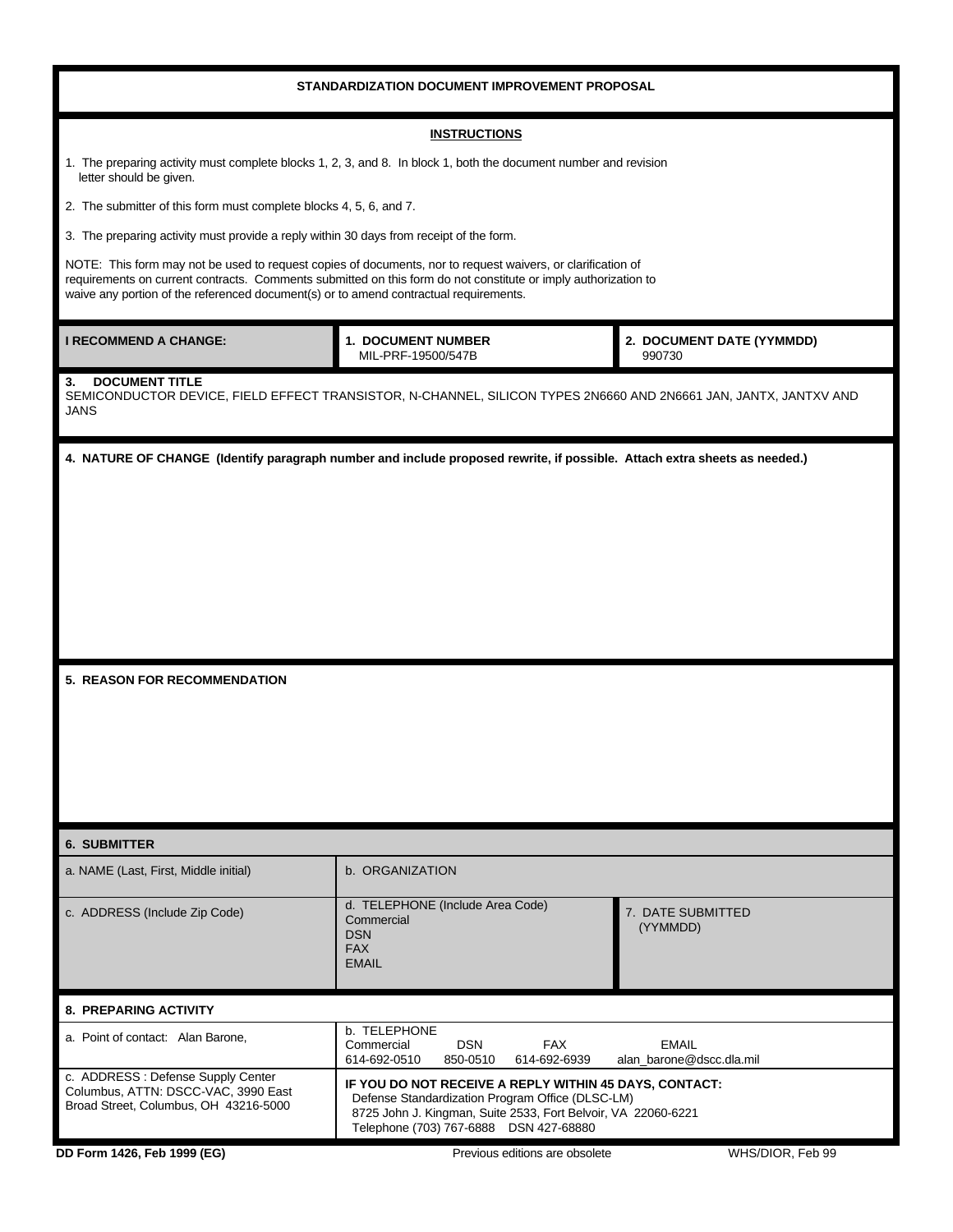# STANDARDIZATION DOCUMENT IMPROVEMENT PROPOSAL

## INSTRUCTIONS

1. The preparing activity must complete blocks 1, 2, 3, and 8. In block 1, both the document number and revision letter should be given.
2. The submitter of this form must complete blocks 4, 5, 6, and 7.
3. The preparing activity must provide a reply within 30 days from receipt of the form.

NOTE: This form may not be used to request copies of documents, nor to request waivers, or clarification of requirements on current contracts. Comments submitted on this form do not constitute or imply authorization to waive any portion of the referenced document(s) or to amend contractual requirements.

| | | |
|---|---|---|
| **I RECOMMEND A CHANGE:** | **1. DOCUMENT NUMBER** MIL-PRF-19500/547B | **2. DOCUMENT DATE (YYMMDD)** 990730 |

**3. DOCUMENT TITLE**
SEMICONDUCTOR DEVICE, FIELD EFFECT TRANSISTOR, N-CHANNEL, SILICON TYPES 2N6660 AND 2N6661 JAN, JANTX, JANTXV AND JANS

**4. NATURE OF CHANGE (Identify paragraph number and include proposed rewrite, if possible. Attach extra sheets as needed.)**

**5. REASON FOR RECOMMENDATION**

**6. SUBMITTER**

| | | |
|---|---|---|
| a. NAME (Last, First, Middle initial) | b. ORGANIZATION | |
| c. ADDRESS (Include Zip Code) | d. TELEPHONE (Include Area Code) Commercial DSN FAX EMAIL | 7. DATE SUBMITTED (YYMMDD) |

**8. PREPARING ACTIVITY**

| | |
|---|---|
| a. Point of contact: Alan Barone, | b. TELEPHONE Commercial 614-692-0510 DSN 850-0510 FAX 614-692-6939 EMAIL alan_barone@dscc.dla.mil |
| c. ADDRESS : Defense Supply Center Columbus, ATTN: DSCC-VAC, 3990 East Broad Street, Columbus, OH 43216-5000 | **IF YOU DO NOT RECEIVE A REPLY WITHIN 45 DAYS, CONTACT:** Defense Standardization Program Office (DLSC-LM) 8725 John J. Kingman, Suite 2533, Fort Belvoir, VA 22060-6221 Telephone (703) 767-6888 DSN 427-68880 |

**DD Form 1426, Feb 1999 (EG)** Previous editions are obsolete WHS/DIOR, Feb 99